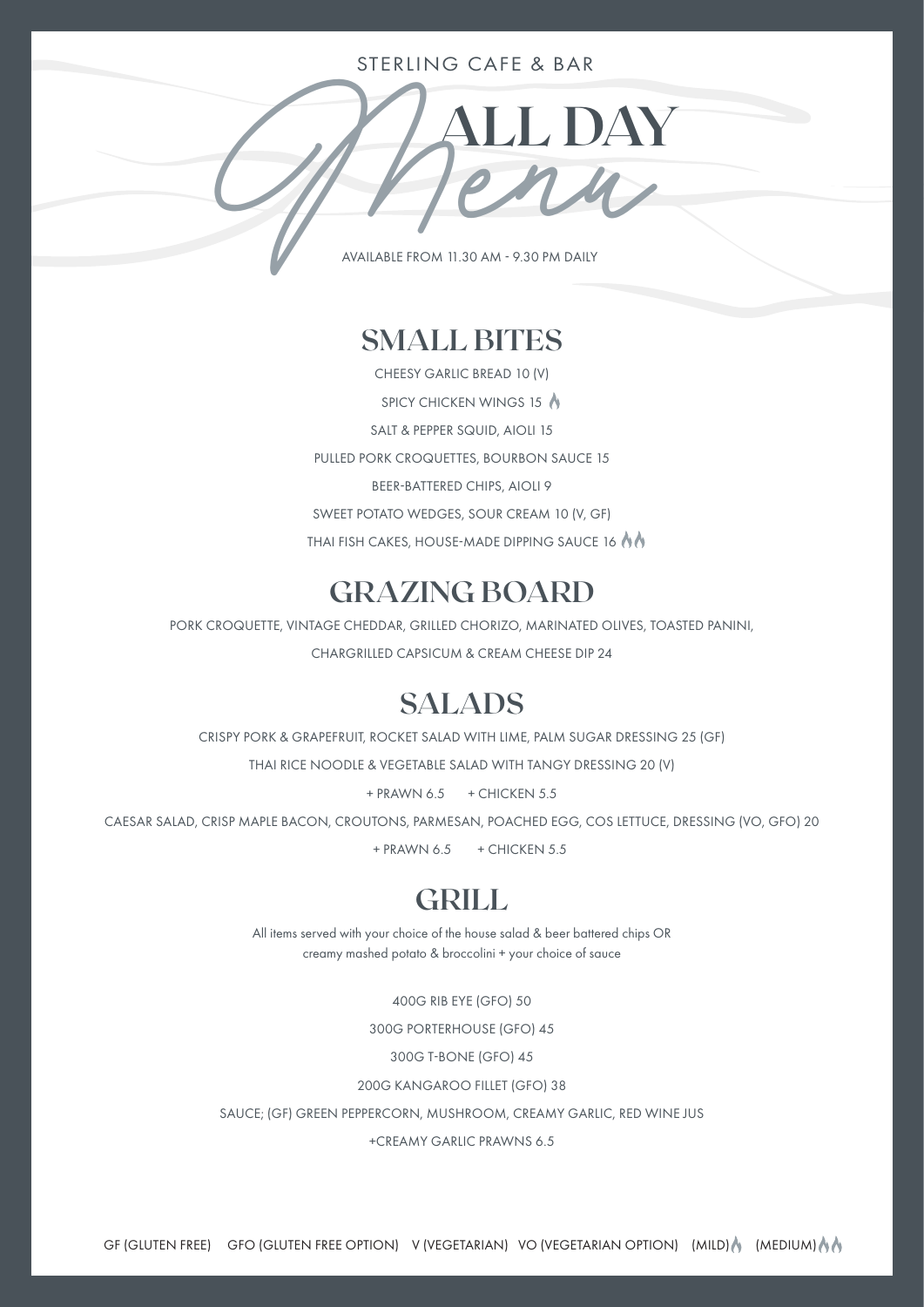STERLING CAFE & BAR

# ALL DAY Menu

AVAILABLE FROM 11.30 AM - 9.30 PM DAILY

## SMALL BITES

CHEESY GARLIC BREAD 10 (V)

SPICY CHICKEN WINGS 15 🔥

SALT & PEPPER SQUID, AIOLI 15

PULLED PORK CROQUETTES, BOURBON SAUCE 15

BEER-BATTERED CHIPS, AIOLI 9

SWEET POTATO WEDGES, SOUR CREAM 10 (V, GF)

THAI FISH CAKES, HOUSE-MADE DIPPING SAUCE 16 🔥🔥

## GRAZING BOARD

PORK CROQUETTE, VINTAGE CHEDDAR, GRILLED CHORIZO, MARINATED OLIVES, TOASTED PANINI, CHARGRILLED CAPSICUM & CREAM CHEESE DIP 24

## SALADS

CRISPY PORK & GRAPEFRUIT, ROCKET SALAD WITH LIME, PALM SUGAR DRESSING 25 (GF)

THAI RICE NOODLE & VEGETABLE SALAD WITH TANGY DRESSING 20 (V)

+ PRAWN 6.5 + CHICKEN 5.5

CAESAR SALAD, CRISP MAPLE BACON, CROUTONS, PARMESAN, POACHED EGG, COS LETTUCE, DRESSING (VO, GFO) 20

+ PRAWN 6.5 + CHICKEN 5.5

## GRILL

All items served with your choice of the house salad & beer battered chips OR creamy mashed potato & broccolini + your choice of sauce

400G RIB EYE (GFO) 50

300G PORTERHOUSE (GFO) 45

300G T-BONE (GFO) 45

200G KANGAROO FILLET (GFO) 38

SAUCE; (GF) GREEN PEPPERCORN, MUSHROOM, CREAMY GARLIC, RED WINE JUS

+CREAMY GARLIC PRAWNS 6.5

GF (GLUTEN FREE) GFO (GLUTEN FREE OPTION) V (VEGETARIAN) VO (VEGETARIAN OPTION) (MILD)🔥 (MEDIUM)🔥🔥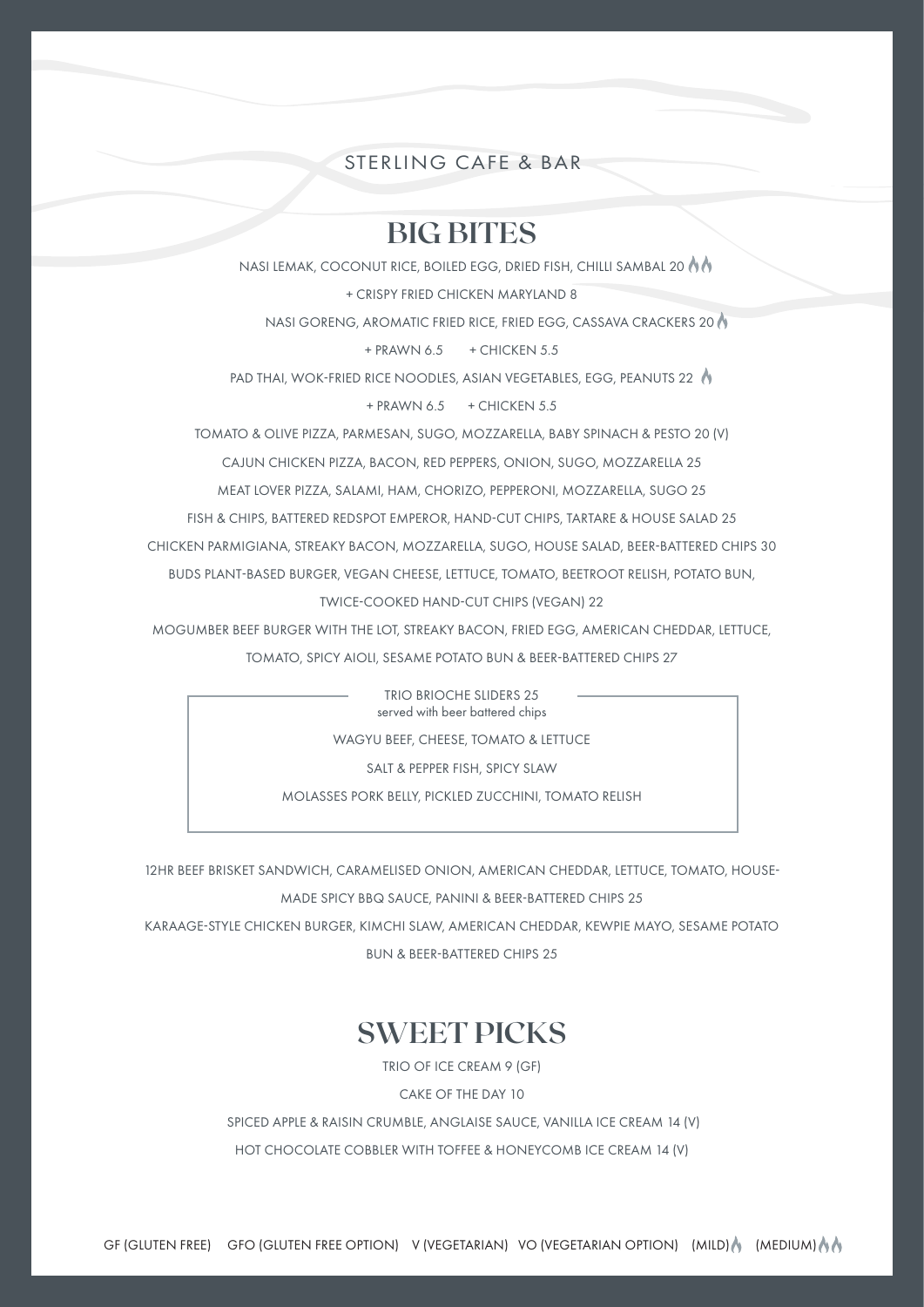STERLING CAFE & BAR

# BIG BITES

NASI LEMAK, COCONUT RICE, BOILED EGG, DRIED FISH, CHILLI SAMBAL 20 (MEDIUM)

+ CRISPY FRIED CHICKEN MARYLAND 8

NASI GORENG, AROMATIC FRIED RICE, FRIED EGG, CASSAVA CRACKERS 20 (MILD)

+ PRAWN 6.5 + CHICKEN 5.5

PAD THAI, WOK-FRIED RICE NOODLES, ASIAN VEGETABLES, EGG, PEANUTS 22 (MILD)

+ PRAWN 6.5 + CHICKEN 5.5

TOMATO & OLIVE PIZZA, PARMESAN, SUGO, MOZZARELLA, BABY SPINACH & PESTO 20 (V)

CAJUN CHICKEN PIZZA, BACON, RED PEPPERS, ONION, SUGO, MOZZARELLA 25

MEAT LOVER PIZZA, SALAMI, HAM, CHORIZO, PEPPERONI, MOZZARELLA, SUGO 25

FISH & CHIPS, BATTERED REDSPOT EMPEROR, HAND-CUT CHIPS, TARTARE & HOUSE SALAD 25

CHICKEN PARMIGIANA, STREAKY BACON, MOZZARELLA, SUGO, HOUSE SALAD, BEER-BATTERED CHIPS 30

BUDS PLANT-BASED BURGER, VEGAN CHEESE, LETTUCE, TOMATO, BEETROOT RELISH, POTATO BUN, TWICE-COOKED HAND-CUT CHIPS (VEGAN) 22

MOGUMBER BEEF BURGER WITH THE LOT, STREAKY BACON, FRIED EGG, AMERICAN CHEDDAR, LETTUCE, TOMATO, SPICY AIOLI, SESAME POTATO BUN & BEER-BATTERED CHIPS 27

TRIO BRIOCHE SLIDERS 25
served with beer battered chips

WAGYU BEEF, CHEESE, TOMATO & LETTUCE

SALT & PEPPER FISH, SPICY SLAW

MOLASSES PORK BELLY, PICKLED ZUCCHINI, TOMATO RELISH

12HR BEEF BRISKET SANDWICH, CARAMELISED ONION, AMERICAN CHEDDAR, LETTUCE, TOMATO, HOUSE-MADE SPICY BBQ SAUCE, PANINI & BEER-BATTERED CHIPS 25

KARAAGE-STYLE CHICKEN BURGER, KIMCHI SLAW, AMERICAN CHEDDAR, KEWPIE MAYO, SESAME POTATO BUN & BEER-BATTERED CHIPS 25

# SWEET PICKS

TRIO OF ICE CREAM 9 (GF)

CAKE OF THE DAY 10

SPICED APPLE & RAISIN CRUMBLE, ANGLAISE SAUCE, VANILLA ICE CREAM 14 (V)

HOT CHOCOLATE COBBLER WITH TOFFEE & HONEYCOMB ICE CREAM 14 (V)

GF (GLUTEN FREE) GFO (GLUTEN FREE OPTION) V (VEGETARIAN) VO (VEGETARIAN OPTION) (MILD) (MEDIUM)